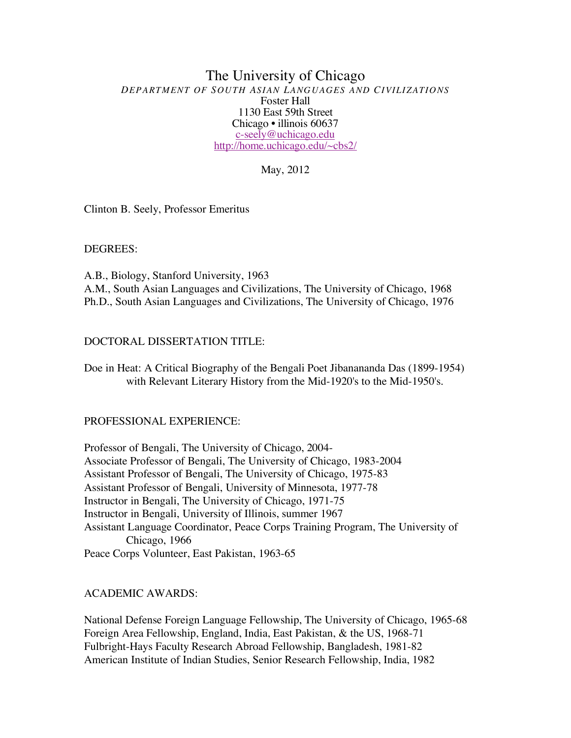# The University of Chicago

*DEPARTMENT OF SOUTH ASIAN LANGUAGES AND CIVILIZATIONS*

Foster Hall
1130 East 59th Street
Chicago • illinois 60637
c-seely@uchicago.edu
http://home.uchicago.edu/~cbs2/

May, 2012

Clinton B. Seely, Professor Emeritus

## DEGREES:

A.B., Biology, Stanford University, 1963
A.M., South Asian Languages and Civilizations, The University of Chicago, 1968
Ph.D., South Asian Languages and Civilizations, The University of Chicago, 1976

## DOCTORAL DISSERTATION TITLE:

Doe in Heat: A Critical Biography of the Bengali Poet Jibanananda Das (1899-1954) with Relevant Literary History from the Mid-1920's to the Mid-1950's.

## PROFESSIONAL EXPERIENCE:

Professor of Bengali, The University of Chicago, 2004-
Associate Professor of Bengali, The University of Chicago, 1983-2004
Assistant Professor of Bengali, The University of Chicago, 1975-83
Assistant Professor of Bengali, University of Minnesota, 1977-78
Instructor in Bengali, The University of Chicago, 1971-75
Instructor in Bengali, University of Illinois, summer 1967
Assistant Language Coordinator, Peace Corps Training Program, The University of Chicago, 1966
Peace Corps Volunteer, East Pakistan, 1963-65

## ACADEMIC AWARDS:

National Defense Foreign Language Fellowship, The University of Chicago, 1965-68
Foreign Area Fellowship, England, India, East Pakistan, & the US, 1968-71
Fulbright-Hays Faculty Research Abroad Fellowship, Bangladesh, 1981-82
American Institute of Indian Studies, Senior Research Fellowship, India, 1982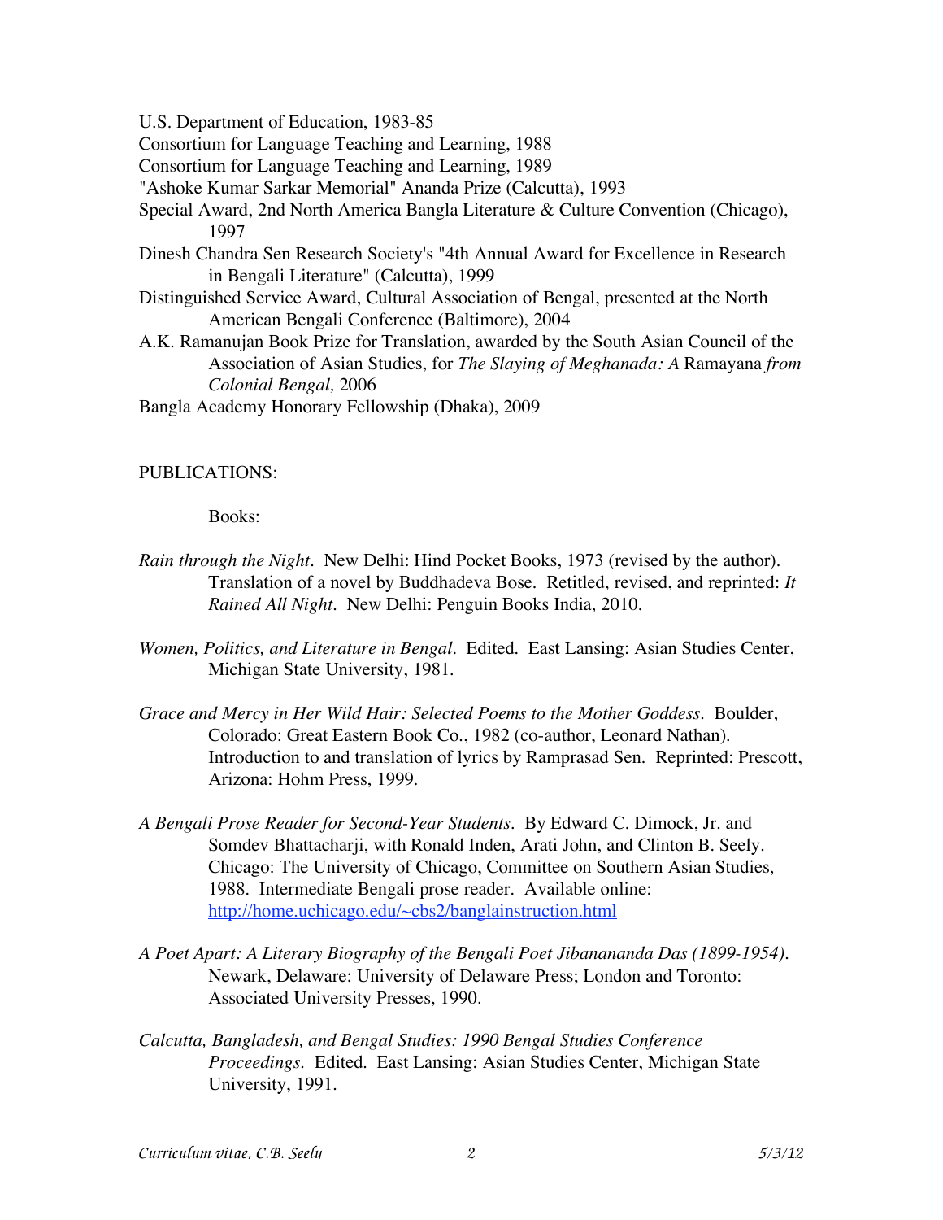U.S. Department of Education, 1983-85

Consortium for Language Teaching and Learning, 1988

Consortium for Language Teaching and Learning, 1989

"Ashoke Kumar Sarkar Memorial" Ananda Prize (Calcutta), 1993

Special Award, 2nd North America Bangla Literature & Culture Convention (Chicago), 1997

Dinesh Chandra Sen Research Society's "4th Annual Award for Excellence in Research in Bengali Literature" (Calcutta), 1999

Distinguished Service Award, Cultural Association of Bengal, presented at the North American Bengali Conference (Baltimore), 2004

A.K. Ramanujan Book Prize for Translation, awarded by the South Asian Council of the Association of Asian Studies, for *The Slaying of Meghanada: A* Ramayana *from Colonial Bengal,* 2006

Bangla Academy Honorary Fellowship (Dhaka), 2009

PUBLICATIONS:

Books:

*Rain through the Night*. New Delhi: Hind Pocket Books, 1973 (revised by the author). Translation of a novel by Buddhadeva Bose. Retitled, revised, and reprinted: *It Rained All Night*. New Delhi: Penguin Books India, 2010.

*Women, Politics, and Literature in Bengal*. Edited. East Lansing: Asian Studies Center, Michigan State University, 1981.

*Grace and Mercy in Her Wild Hair: Selected Poems to the Mother Goddess*. Boulder, Colorado: Great Eastern Book Co., 1982 (co-author, Leonard Nathan). Introduction to and translation of lyrics by Ramprasad Sen. Reprinted: Prescott, Arizona: Hohm Press, 1999.

*A Bengali Prose Reader for Second-Year Students*. By Edward C. Dimock, Jr. and Somdev Bhattacharji, with Ronald Inden, Arati John, and Clinton B. Seely. Chicago: The University of Chicago, Committee on Southern Asian Studies, 1988. Intermediate Bengali prose reader. Available online: http://home.uchicago.edu/~cbs2/banglainstruction.html

*A Poet Apart: A Literary Biography of the Bengali Poet Jibanananda Das (1899-1954)*. Newark, Delaware: University of Delaware Press; London and Toronto: Associated University Presses, 1990.

*Calcutta, Bangladesh, and Bengal Studies: 1990 Bengal Studies Conference Proceedings.* Edited. East Lansing: Asian Studies Center, Michigan State University, 1991.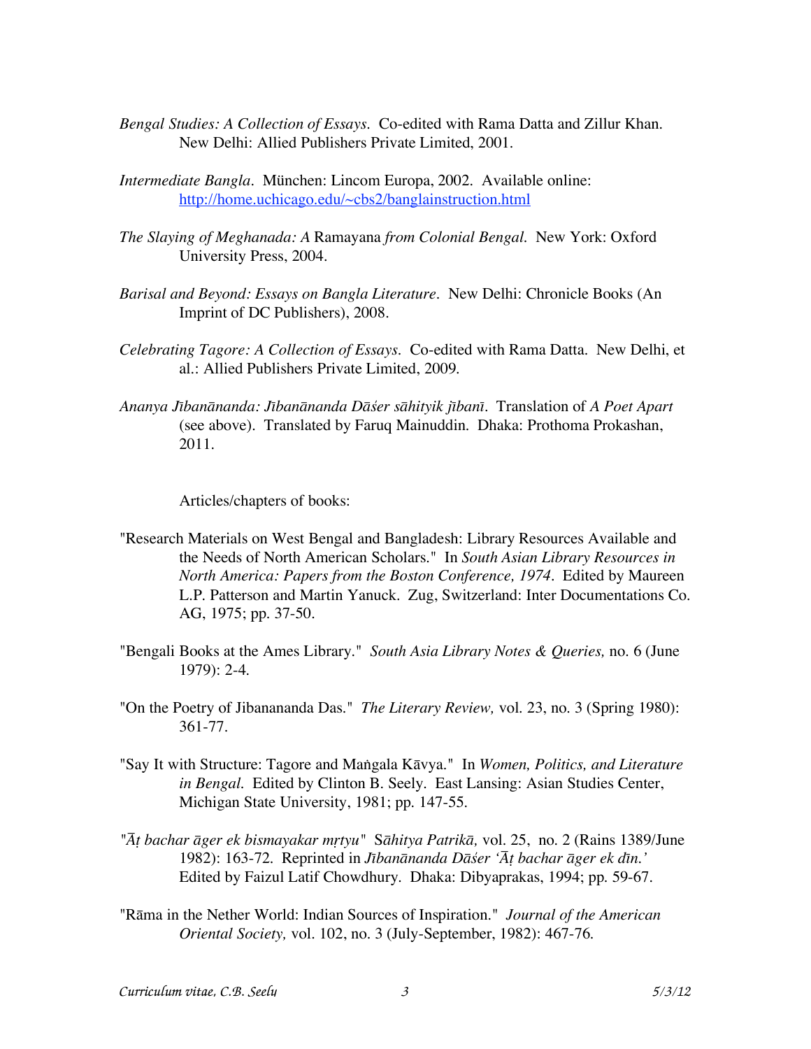*Bengal Studies: A Collection of Essays*. Co-edited with Rama Datta and Zillur Khan. New Delhi: Allied Publishers Private Limited, 2001.

*Intermediate Bangla*. München: Lincom Europa, 2002. Available online: http://home.uchicago.edu/~cbs2/banglainstruction.html

*The Slaying of Meghanada: A* Ramayana *from Colonial Bengal*. New York: Oxford University Press, 2004.

*Barisal and Beyond: Essays on Bangla Literature*. New Delhi: Chronicle Books (An Imprint of DC Publishers), 2008.

*Celebrating Tagore: A Collection of Essays*. Co-edited with Rama Datta. New Delhi, et al.: Allied Publishers Private Limited, 2009.

*Ananya Jībanānanda: Jībanānanda Dāśer sāhityik jībanī*. Translation of *A Poet Apart* (see above). Translated by Faruq Mainuddin. Dhaka: Prothoma Prokashan, 2011.

Articles/chapters of books:

"Research Materials on West Bengal and Bangladesh: Library Resources Available and the Needs of North American Scholars." In *South Asian Library Resources in North America: Papers from the Boston Conference, 1974*. Edited by Maureen L.P. Patterson and Martin Yanuck. Zug, Switzerland: Inter Documentations Co. AG, 1975; pp. 37-50.

"Bengali Books at the Ames Library." *South Asia Library Notes & Queries,* no. 6 (June 1979): 2-4.

"On the Poetry of Jibanananda Das." *The Literary Review,* vol. 23, no. 3 (Spring 1980): 361-77.

"Say It with Structure: Tagore and Maṅgala Kāvya." In *Women, Politics, and Literature in Bengal*. Edited by Clinton B. Seely. East Lansing: Asian Studies Center, Michigan State University, 1981; pp. 147-55.

*"Āṭ bachar āger ek bismayakar mṛtyu"* *Sāhitya Patrikā,* vol. 25, no. 2 (Rains 1389/June 1982): 163-72. Reprinted in *Jībanānanda Dāśer 'Āṭ bachar āger ek dīn.'* Edited by Faizul Latif Chowdhury. Dhaka: Dibyaprakas, 1994; pp. 59-67.

"Rāma in the Nether World: Indian Sources of Inspiration." *Journal of the American Oriental Society,* vol. 102, no. 3 (July-September, 1982): 467-76.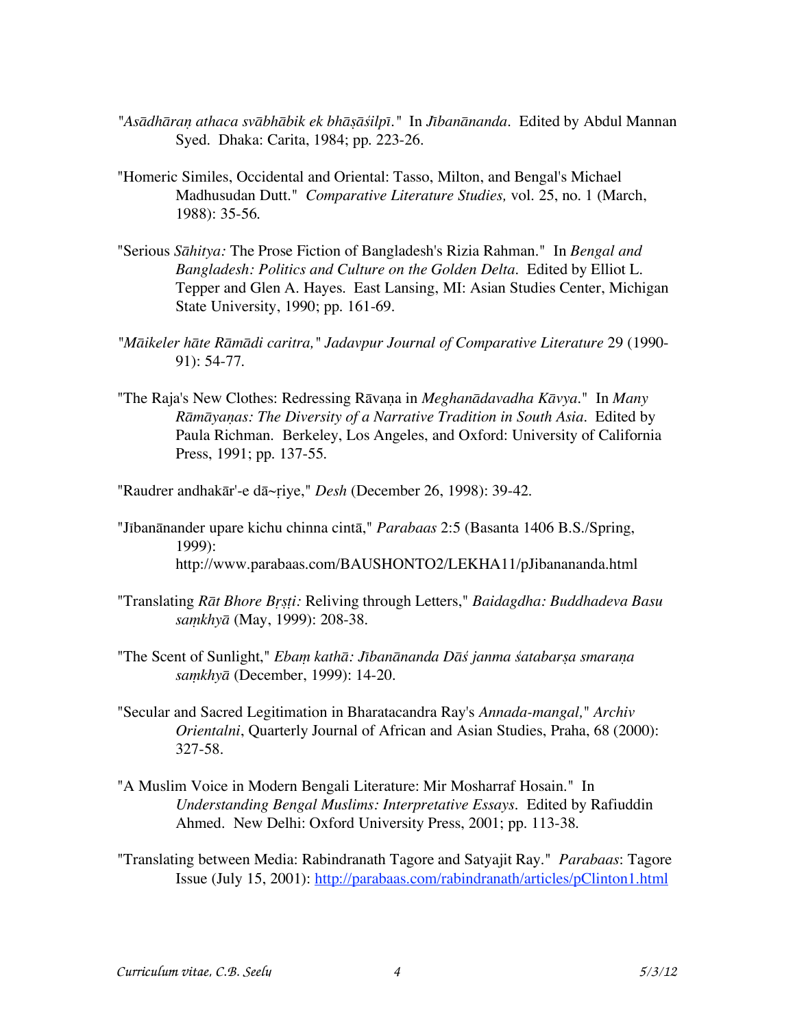"*Asādhāraṇ athaca svābhābik ek bhāṣāśilpī*." In *Jībanānanda*. Edited by Abdul Mannan Syed. Dhaka: Carita, 1984; pp. 223-26.

"Homeric Similes, Occidental and Oriental: Tasso, Milton, and Bengal's Michael Madhusudan Dutt." *Comparative Literature Studies,* vol. 25, no. 1 (March, 1988): 35-56.

"Serious *Sāhitya:* The Prose Fiction of Bangladesh's Rizia Rahman." In *Bengal and Bangladesh: Politics and Culture on the Golden Delta*. Edited by Elliot L. Tepper and Glen A. Hayes. East Lansing, MI: Asian Studies Center, Michigan State University, 1990; pp. 161-69.

"*Māikeler hāte Rāmādi caritra,*" *Jadavpur Journal of Comparative Literature* 29 (1990-91): 54-77.

"The Raja's New Clothes: Redressing Rāvaṇa in *Meghanādavadha Kāvya*." In *Many Rāmāyaṇas: The Diversity of a Narrative Tradition in South Asia*. Edited by Paula Richman. Berkeley, Los Angeles, and Oxford: University of California Press, 1991; pp. 137-55.

"Raudrer andhakār'-e dā~ṛiye," *Desh* (December 26, 1998): 39-42.

"Jībanānander upare kichu chinna cintā," *Parabaas* 2:5 (Basanta 1406 B.S./Spring, 1999): http://www.parabaas.com/BAUSHONTO2/LEKHA11/pJibanananda.html

"Translating *Rāt Bhore Bṛṣṭi:* Reliving through Letters," *Baidagdha: Buddhadeva Basu saṃkhyā* (May, 1999): 208-38.

"The Scent of Sunlight," *Ebaṃ kathā: Jībanānanda Dāś janma śatabarṣa smaraṇa saṃkhyā* (December, 1999): 14-20.

"Secular and Sacred Legitimation in Bharatacandra Ray's *Annada-mangal,*" *Archiv Orientalni*, Quarterly Journal of African and Asian Studies, Praha, 68 (2000): 327-58.

"A Muslim Voice in Modern Bengali Literature: Mir Mosharraf Hosain." In *Understanding Bengal Muslims: Interpretative Essays*. Edited by Rafiuddin Ahmed. New Delhi: Oxford University Press, 2001; pp. 113-38.

"Translating between Media: Rabindranath Tagore and Satyajit Ray." *Parabaas*: Tagore Issue (July 15, 2001): http://parabaas.com/rabindranath/articles/pClinton1.html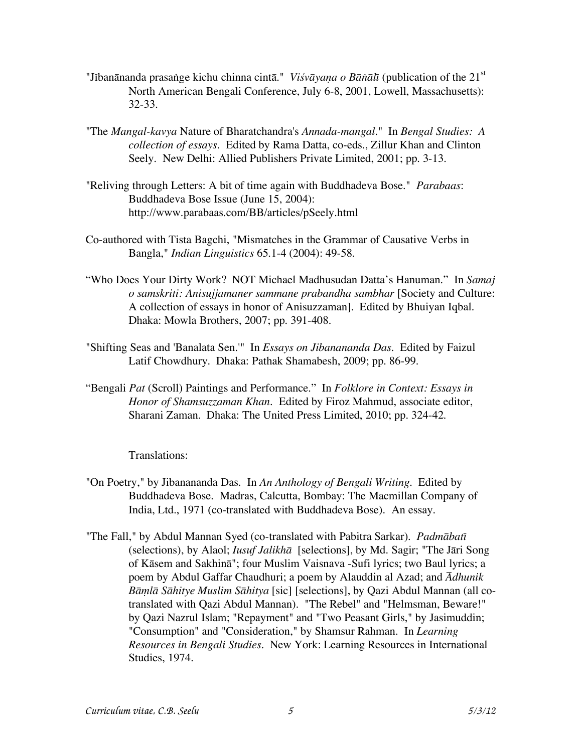"Jībanānanda prasaṅge kichu chinna cintā." *Viśvāyaṇa o Bāṅālī* (publication of the 21[st] North American Bengali Conference, July 6-8, 2001, Lowell, Massachusetts): 32-33.

"The *Mangal-kavya* Nature of Bharatchandra's *Annada-mangal*." In *Bengal Studies: A collection of essays*. Edited by Rama Datta, co-eds., Zillur Khan and Clinton Seely. New Delhi: Allied Publishers Private Limited, 2001; pp. 3-13.

"Reliving through Letters: A bit of time again with Buddhadeva Bose." *Parabaas*: Buddhadeva Bose Issue (June 15, 2004): http://www.parabaas.com/BB/articles/pSeely.html

Co-authored with Tista Bagchi, "Mismatches in the Grammar of Causative Verbs in Bangla," *Indian Linguistics* 65.1-4 (2004): 49-58.

"Who Does Your Dirty Work? NOT Michael Madhusudan Datta's Hanuman." In *Samaj o samskriti: Anisujjamaner sammane prabandha sambhar* [Society and Culture: A collection of essays in honor of Anisuzzaman]. Edited by Bhuiyan Iqbal. Dhaka: Mowla Brothers, 2007; pp. 391-408.

"Shifting Seas and 'Banalata Sen.'" In *Essays on Jibanananda Das*. Edited by Faizul Latif Chowdhury. Dhaka: Pathak Shamabesh, 2009; pp. 86-99.

"Bengali *Pat* (Scroll) Paintings and Performance." In *Folklore in Context: Essays in Honor of Shamsuzzaman Khan*. Edited by Firoz Mahmud, associate editor, Sharani Zaman. Dhaka: The United Press Limited, 2010; pp. 324-42.

Translations:

"On Poetry," by Jibanananda Das. In *An Anthology of Bengali Writing*. Edited by Buddhadeva Bose. Madras, Calcutta, Bombay: The Macmillan Company of India, Ltd., 1971 (co-translated with Buddhadeva Bose). An essay.

"The Fall," by Abdul Mannan Syed (co-translated with Pabitra Sarkar). *Padmābatī* (selections), by Alaol; *Iusuf Jalikhā* [selections], by Md. Sagir; "The Jāri Song of Kāsem and Sakhinā"; four Muslim Vaisnava -Sufi lyrics; two Baul lyrics; a poem by Abdul Gaffar Chaudhuri; a poem by Alauddin al Azad; and *Ādhunik Bāṃlā Sāhitye Muslim Sāhitya* [sic] [selections], by Qazi Abdul Mannan (all co-translated with Qazi Abdul Mannan). "The Rebel" and "Helmsman, Beware!" by Qazi Nazrul Islam; "Repayment" and "Two Peasant Girls," by Jasimuddin; "Consumption" and "Consideration," by Shamsur Rahman. In *Learning Resources in Bengali Studies*. New York: Learning Resources in International Studies, 1974.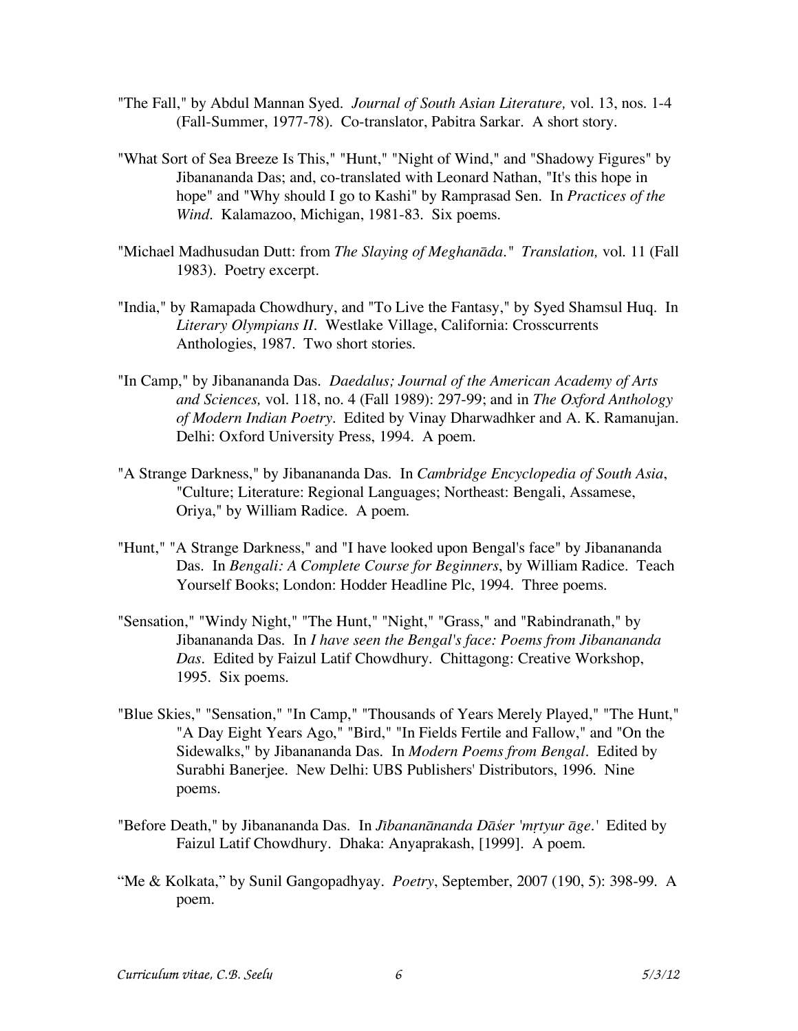"The Fall," by Abdul Mannan Syed. *Journal of South Asian Literature,* vol. 13, nos. 1-4 (Fall-Summer, 1977-78). Co-translator, Pabitra Sarkar. A short story.

"What Sort of Sea Breeze Is This," "Hunt," "Night of Wind," and "Shadowy Figures" by Jibanananda Das; and, co-translated with Leonard Nathan, "It's this hope in hope" and "Why should I go to Kashi" by Ramprasad Sen. In *Practices of the Wind*. Kalamazoo, Michigan, 1981-83. Six poems.

"Michael Madhusudan Dutt: from *The Slaying of Meghanāda*." *Translation,* vol. 11 (Fall 1983). Poetry excerpt.

"India," by Ramapada Chowdhury, and "To Live the Fantasy," by Syed Shamsul Huq. In *Literary Olympians II*. Westlake Village, California: Crosscurrents Anthologies, 1987. Two short stories.

"In Camp," by Jibanananda Das. *Daedalus; Journal of the American Academy of Arts and Sciences,* vol. 118, no. 4 (Fall 1989): 297-99; and in *The Oxford Anthology of Modern Indian Poetry*. Edited by Vinay Dharwadhker and A. K. Ramanujan. Delhi: Oxford University Press, 1994. A poem.

"A Strange Darkness," by Jibanananda Das. In *Cambridge Encyclopedia of South Asia*, "Culture; Literature: Regional Languages; Northeast: Bengali, Assamese, Oriya," by William Radice. A poem.

"Hunt," "A Strange Darkness," and "I have looked upon Bengal's face" by Jibanananda Das. In *Bengali: A Complete Course for Beginners*, by William Radice. Teach Yourself Books; London: Hodder Headline Plc, 1994. Three poems.

"Sensation," "Windy Night," "The Hunt," "Night," "Grass," and "Rabindranath," by Jibanananda Das. In *I have seen the Bengal's face: Poems from Jibanananda Das*. Edited by Faizul Latif Chowdhury. Chittagong: Creative Workshop, 1995. Six poems.

"Blue Skies," "Sensation," "In Camp," "Thousands of Years Merely Played," "The Hunt," "A Day Eight Years Ago," "Bird," "In Fields Fertile and Fallow," and "On the Sidewalks," by Jibanananda Das. In *Modern Poems from Bengal*. Edited by Surabhi Banerjee. New Delhi: UBS Publishers' Distributors, 1996. Nine poems.

"Before Death," by Jibanananda Das. In *Jībananānanda Dāśer 'mṛtyur āge.'* Edited by Faizul Latif Chowdhury. Dhaka: Anyaprakash, [1999]. A poem.

"Me & Kolkata," by Sunil Gangopadhyay. *Poetry*, September, 2007 (190, 5): 398-99. A poem.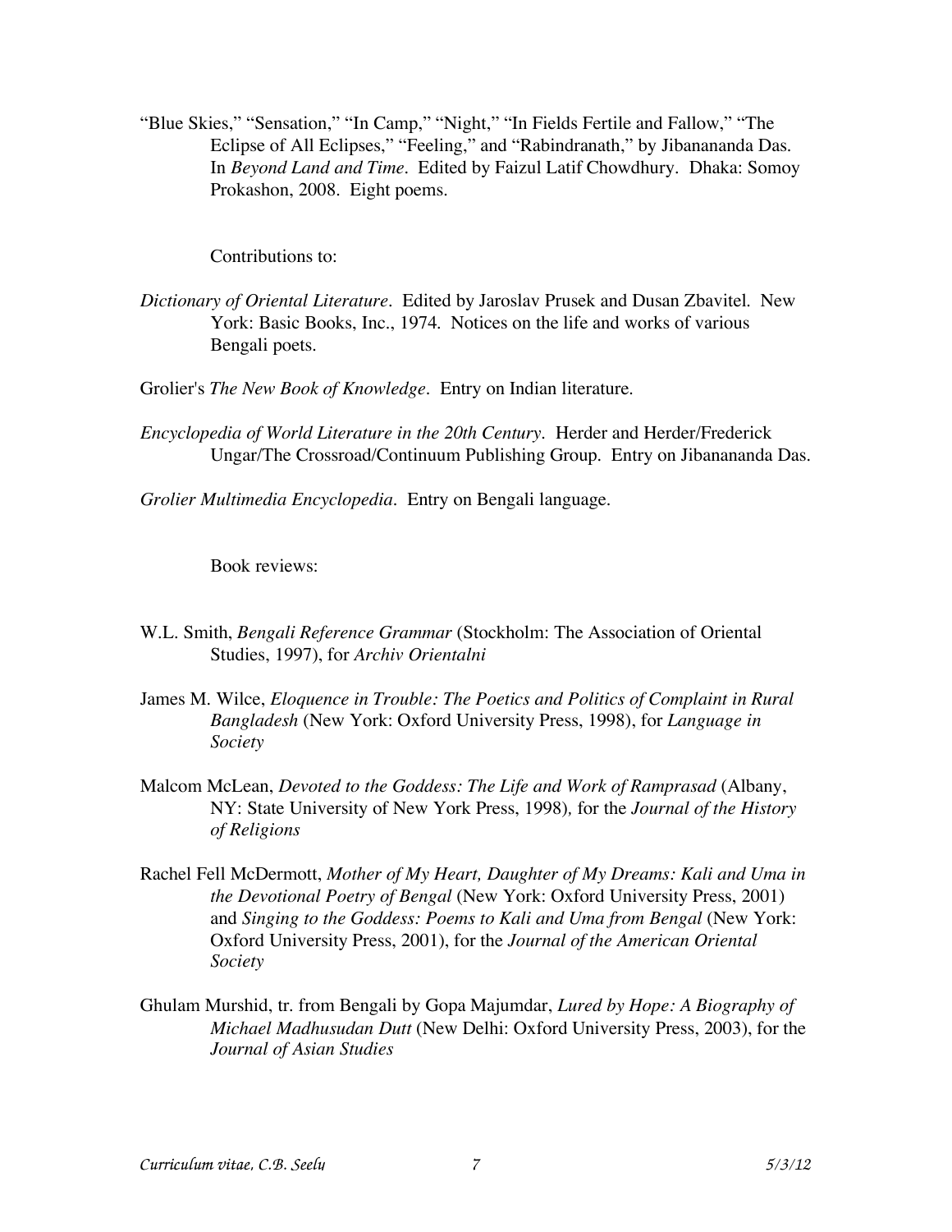“Blue Skies,” “Sensation,” “In Camp,” “Night,” “In Fields Fertile and Fallow,” “The Eclipse of All Eclipses,” “Feeling,” and “Rabindranath,” by Jibanananda Das. In *Beyond Land and Time*. Edited by Faizul Latif Chowdhury. Dhaka: Somoy Prokashon, 2008. Eight poems.

Contributions to:

*Dictionary of Oriental Literature*. Edited by Jaroslav Prusek and Dusan Zbavitel. New York: Basic Books, Inc., 1974. Notices on the life and works of various Bengali poets.

Grolier's *The New Book of Knowledge*. Entry on Indian literature.

*Encyclopedia of World Literature in the 20th Century*. Herder and Herder/Frederick Ungar/The Crossroad/Continuum Publishing Group. Entry on Jibanananda Das.

*Grolier Multimedia Encyclopedia*. Entry on Bengali language.

Book reviews:

W.L. Smith, *Bengali Reference Grammar* (Stockholm: The Association of Oriental Studies, 1997), for *Archiv Orientalni*

James M. Wilce, *Eloquence in Trouble: The Poetics and Politics of Complaint in Rural Bangladesh* (New York: Oxford University Press, 1998), for *Language in Society*

Malcom McLean, *Devoted to the Goddess: The Life and Work of Ramprasad* (Albany, NY: State University of New York Press, 1998), for the *Journal of the History of Religions*

Rachel Fell McDermott, *Mother of My Heart, Daughter of My Dreams: Kali and Uma in the Devotional Poetry of Bengal* (New York: Oxford University Press, 2001) and *Singing to the Goddess: Poems to Kali and Uma from Bengal* (New York: Oxford University Press, 2001), for the *Journal of the American Oriental Society*

Ghulam Murshid, tr. from Bengali by Gopa Majumdar, *Lured by Hope: A Biography of Michael Madhusudan Dutt* (New Delhi: Oxford University Press, 2003), for the *Journal of Asian Studies*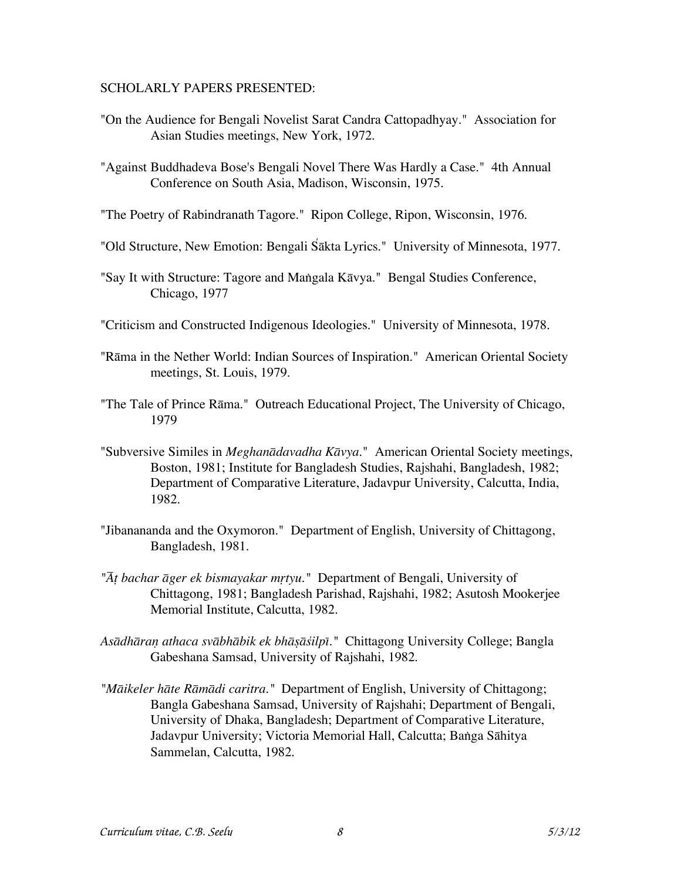SCHOLARLY PAPERS PRESENTED:

"On the Audience for Bengali Novelist Sarat Candra Cattopadhyay." Association for Asian Studies meetings, New York, 1972.

"Against Buddhadeva Bose's Bengali Novel There Was Hardly a Case." 4th Annual Conference on South Asia, Madison, Wisconsin, 1975.

"The Poetry of Rabindranath Tagore." Ripon College, Ripon, Wisconsin, 1976.

"Old Structure, New Emotion: Bengali Śākta Lyrics." University of Minnesota, 1977.

"Say It with Structure: Tagore and Maṅgala Kāvya." Bengal Studies Conference, Chicago, 1977

"Criticism and Constructed Indigenous Ideologies." University of Minnesota, 1978.

"Rāma in the Nether World: Indian Sources of Inspiration." American Oriental Society meetings, St. Louis, 1979.

"The Tale of Prince Rāma." Outreach Educational Project, The University of Chicago, 1979

"Subversive Similes in *Meghanādavadha Kāvya*." American Oriental Society meetings, Boston, 1981; Institute for Bangladesh Studies, Rajshahi, Bangladesh, 1982; Department of Comparative Literature, Jadavpur University, Calcutta, India, 1982.

"Jibanananda and the Oxymoron." Department of English, University of Chittagong, Bangladesh, 1981.

*"Āṭ bachar āger ek bismayakar mṛtyu."* Department of Bengali, University of Chittagong, 1981; Bangladesh Parishad, Rajshahi, 1982; Asutosh Mookerjee Memorial Institute, Calcutta, 1982.

*Asādhāraṇ athaca svābhābik ek bhāṣāśilpī."* Chittagong University College; Bangla Gabeshana Samsad, University of Rajshahi, 1982.

*"Māikeler hāte Rāmādi caritra."* Department of English, University of Chittagong; Bangla Gabeshana Samsad, University of Rajshahi; Department of Bengali, University of Dhaka, Bangladesh; Department of Comparative Literature, Jadavpur University; Victoria Memorial Hall, Calcutta; Baṅga Sāhitya Sammelan, Calcutta, 1982.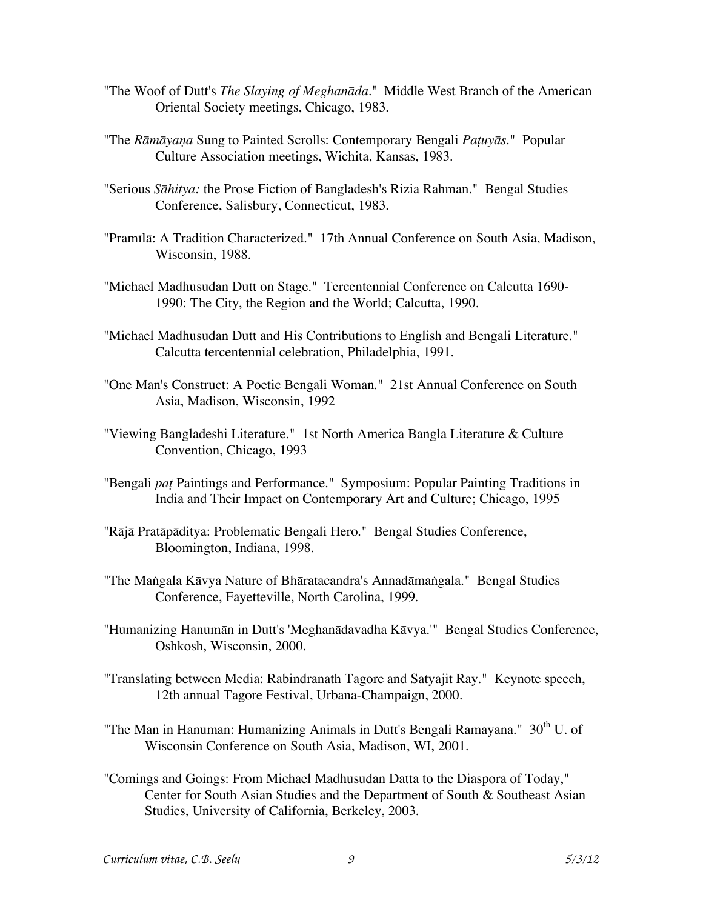"The Woof of Dutt's *The Slaying of Meghanāda*." Middle West Branch of the American Oriental Society meetings, Chicago, 1983.

"The *Rāmāyaṇa* Sung to Painted Scrolls: Contemporary Bengali *Paṭuyās*." Popular Culture Association meetings, Wichita, Kansas, 1983.

"Serious *Sāhitya:* the Prose Fiction of Bangladesh's Rizia Rahman." Bengal Studies Conference, Salisbury, Connecticut, 1983.

"Pramīlā: A Tradition Characterized." 17th Annual Conference on South Asia, Madison, Wisconsin, 1988.

"Michael Madhusudan Dutt on Stage." Tercentennial Conference on Calcutta 1690-1990: The City, the Region and the World; Calcutta, 1990.

"Michael Madhusudan Dutt and His Contributions to English and Bengali Literature." Calcutta tercentennial celebration, Philadelphia, 1991.

"One Man's Construct: A Poetic Bengali Woman." 21st Annual Conference on South Asia, Madison, Wisconsin, 1992

"Viewing Bangladeshi Literature." 1st North America Bangla Literature & Culture Convention, Chicago, 1993

"Bengali *paṭ* Paintings and Performance." Symposium: Popular Painting Traditions in India and Their Impact on Contemporary Art and Culture; Chicago, 1995

"Rājā Pratāpāditya: Problematic Bengali Hero." Bengal Studies Conference, Bloomington, Indiana, 1998.

"The Maṅgala Kāvya Nature of Bhāratacandra's Annadāmaṅgala." Bengal Studies Conference, Fayetteville, North Carolina, 1999.

"Humanizing Hanumān in Dutt's 'Meghanādavadha Kāvya.'" Bengal Studies Conference, Oshkosh, Wisconsin, 2000.

"Translating between Media: Rabindranath Tagore and Satyajit Ray." Keynote speech, 12th annual Tagore Festival, Urbana-Champaign, 2000.

"The Man in Hanuman: Humanizing Animals in Dutt's Bengali Ramayana." 30th U. of Wisconsin Conference on South Asia, Madison, WI, 2001.

"Comings and Goings: From Michael Madhusudan Datta to the Diaspora of Today," Center for South Asian Studies and the Department of South & Southeast Asian Studies, University of California, Berkeley, 2003.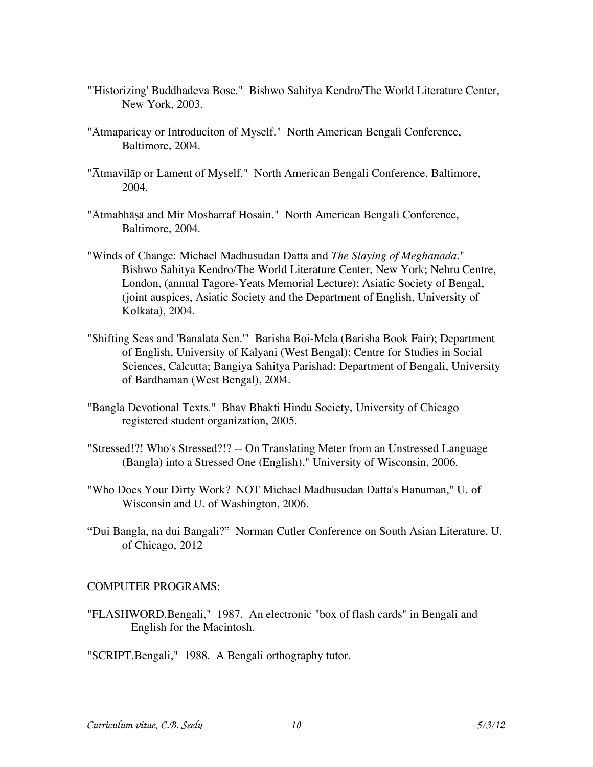"'Historizing' Buddhadeva Bose."  Bishwo Sahitya Kendro/The World Literature Center, New York, 2003.

"Ātmaparicay or Introduciton of Myself."  North American Bengali Conference, Baltimore, 2004.

"Ātmavilāp or Lament of Myself."  North American Bengali Conference, Baltimore, 2004.

"Ātmabhāṣā and Mir Mosharraf Hosain."  North American Bengali Conference, Baltimore, 2004.

"Winds of Change: Michael Madhusudan Datta and *The Slaying of Meghanada*."  Bishwo Sahitya Kendro/The World Literature Center, New York; Nehru Centre, London, (annual Tagore-Yeats Memorial Lecture); Asiatic Society of Bengal, (joint auspices, Asiatic Society and the Department of English, University of Kolkata), 2004.

"Shifting Seas and 'Banalata Sen.'"  Barisha Boi-Mela (Barisha Book Fair); Department of English, University of Kalyani (West Bengal); Centre for Studies in Social Sciences, Calcutta; Bangiya Sahitya Parishad; Department of Bengali, University of Bardhaman (West Bengal), 2004.

"Bangla Devotional Texts."  Bhav Bhakti Hindu Society, University of Chicago registered student organization, 2005.

"Stressed!?! Who's Stressed?!? -- On Translating Meter from an Unstressed Language (Bangla) into a Stressed One (English)," University of Wisconsin, 2006.

"Who Does Your Dirty Work?  NOT Michael Madhusudan Datta's Hanuman," U. of Wisconsin and U. of Washington, 2006.

“Dui Bangla, na dui Bangali?”  Norman Cutler Conference on South Asian Literature, U. of Chicago, 2012

COMPUTER PROGRAMS:

"FLASHWORD.Bengali,"  1987.  An electronic "box of flash cards" in Bengali and English for the Macintosh.

"SCRIPT.Bengali,"  1988.  A Bengali orthography tutor.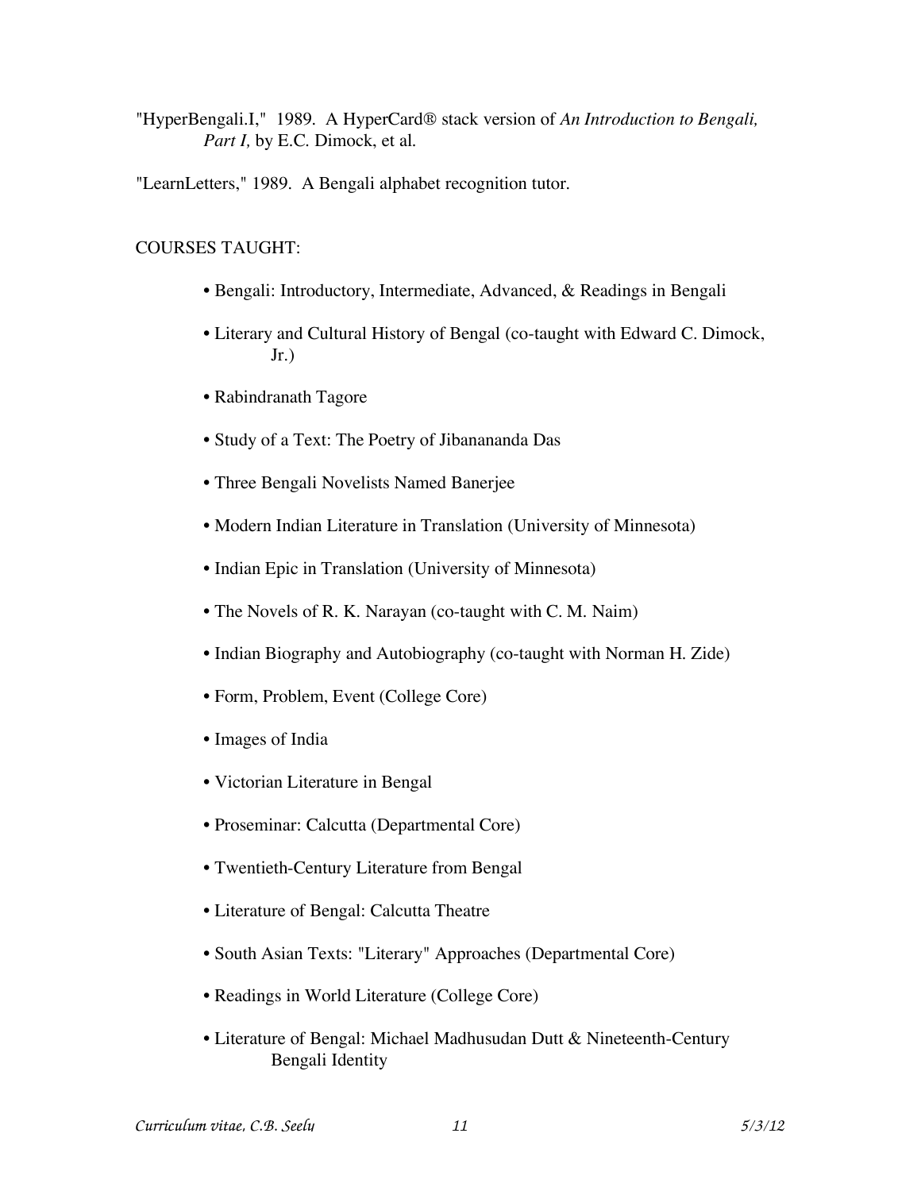"HyperBengali.I," 1989. A HyperCard® stack version of *An Introduction to Bengali, Part I,* by E.C. Dimock, et al.

"LearnLetters," 1989. A Bengali alphabet recognition tutor.

## COURSES TAUGHT:

- Bengali: Introductory, Intermediate, Advanced, & Readings in Bengali
- Literary and Cultural History of Bengal (co-taught with Edward C. Dimock, Jr.)
- Rabindranath Tagore
- Study of a Text: The Poetry of Jibanananda Das
- Three Bengali Novelists Named Banerjee
- Modern Indian Literature in Translation (University of Minnesota)
- Indian Epic in Translation (University of Minnesota)
- The Novels of R. K. Narayan (co-taught with C. M. Naim)
- Indian Biography and Autobiography (co-taught with Norman H. Zide)
- Form, Problem, Event (College Core)
- Images of India
- Victorian Literature in Bengal
- Proseminar: Calcutta (Departmental Core)
- Twentieth-Century Literature from Bengal
- Literature of Bengal: Calcutta Theatre
- South Asian Texts: "Literary" Approaches (Departmental Core)
- Readings in World Literature (College Core)
- Literature of Bengal: Michael Madhusudan Dutt & Nineteenth-Century Bengali Identity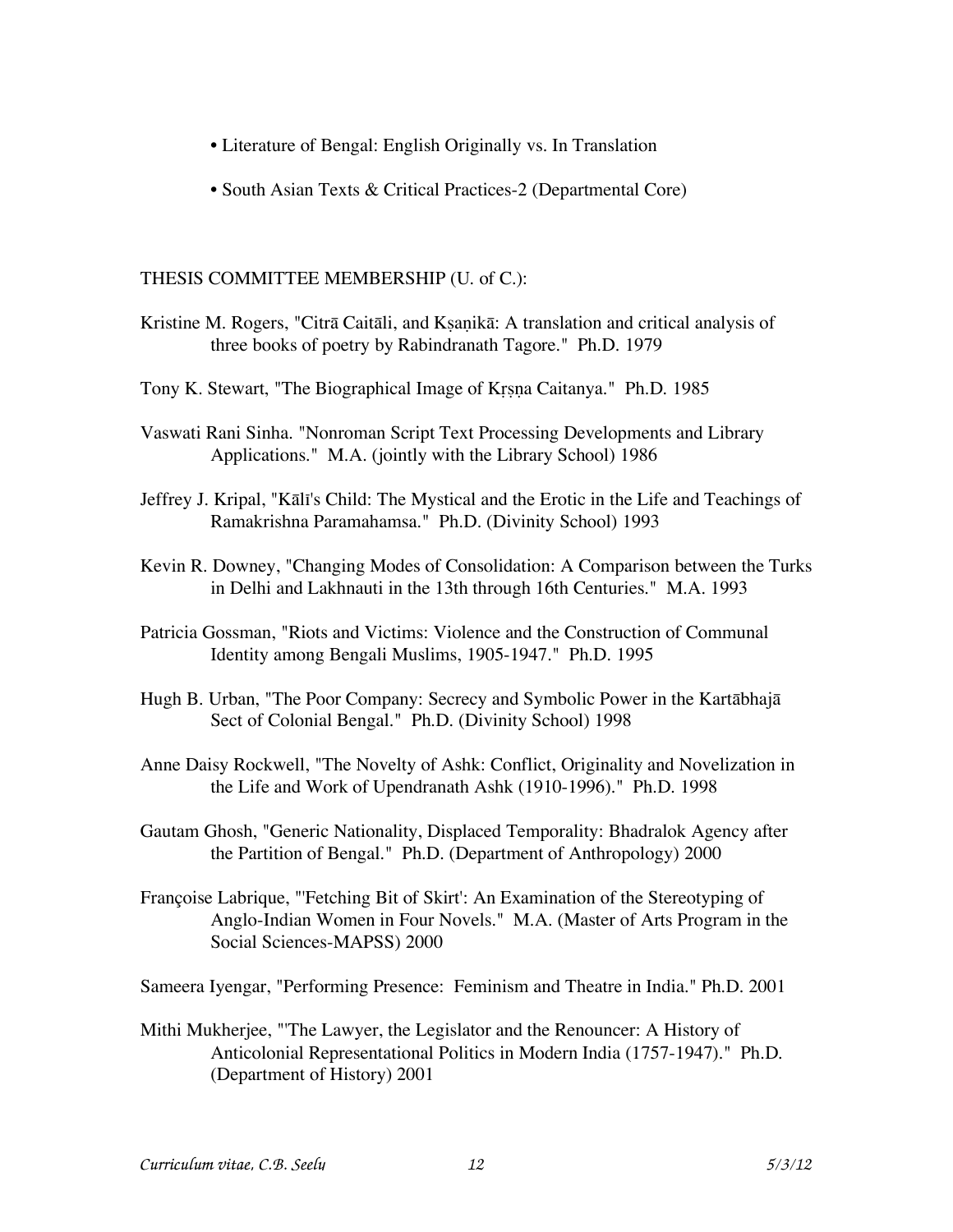- Literature of Bengal: English Originally vs. In Translation

- South Asian Texts & Critical Practices-2 (Departmental Core)

THESIS COMMITTEE MEMBERSHIP (U. of C.):

Kristine M. Rogers, "Citrā Caitāli, and Kṣaṇikā: A translation and critical analysis of three books of poetry by Rabindranath Tagore." Ph.D. 1979

Tony K. Stewart, "The Biographical Image of Kṛṣṇa Caitanya." Ph.D. 1985

Vaswati Rani Sinha. "Nonroman Script Text Processing Developments and Library Applications." M.A. (jointly with the Library School) 1986

Jeffrey J. Kripal, "Kālī's Child: The Mystical and the Erotic in the Life and Teachings of Ramakrishna Paramahamsa." Ph.D. (Divinity School) 1993

Kevin R. Downey, "Changing Modes of Consolidation: A Comparison between the Turks in Delhi and Lakhnauti in the 13th through 16th Centuries." M.A. 1993

Patricia Gossman, "Riots and Victims: Violence and the Construction of Communal Identity among Bengali Muslims, 1905-1947." Ph.D. 1995

Hugh B. Urban, "The Poor Company: Secrecy and Symbolic Power in the Kartābhajā Sect of Colonial Bengal." Ph.D. (Divinity School) 1998

Anne Daisy Rockwell, "The Novelty of Ashk: Conflict, Originality and Novelization in the Life and Work of Upendranath Ashk (1910-1996)." Ph.D. 1998

Gautam Ghosh, "Generic Nationality, Displaced Temporality: Bhadralok Agency after the Partition of Bengal." Ph.D. (Department of Anthropology) 2000

Françoise Labrique, "'Fetching Bit of Skirt': An Examination of the Stereotyping of Anglo-Indian Women in Four Novels." M.A. (Master of Arts Program in the Social Sciences-MAPSS) 2000

Sameera Iyengar, "Performing Presence: Feminism and Theatre in India." Ph.D. 2001

Mithi Mukherjee, "'The Lawyer, the Legislator and the Renouncer: A History of Anticolonial Representational Politics in Modern India (1757-1947)." Ph.D. (Department of History) 2001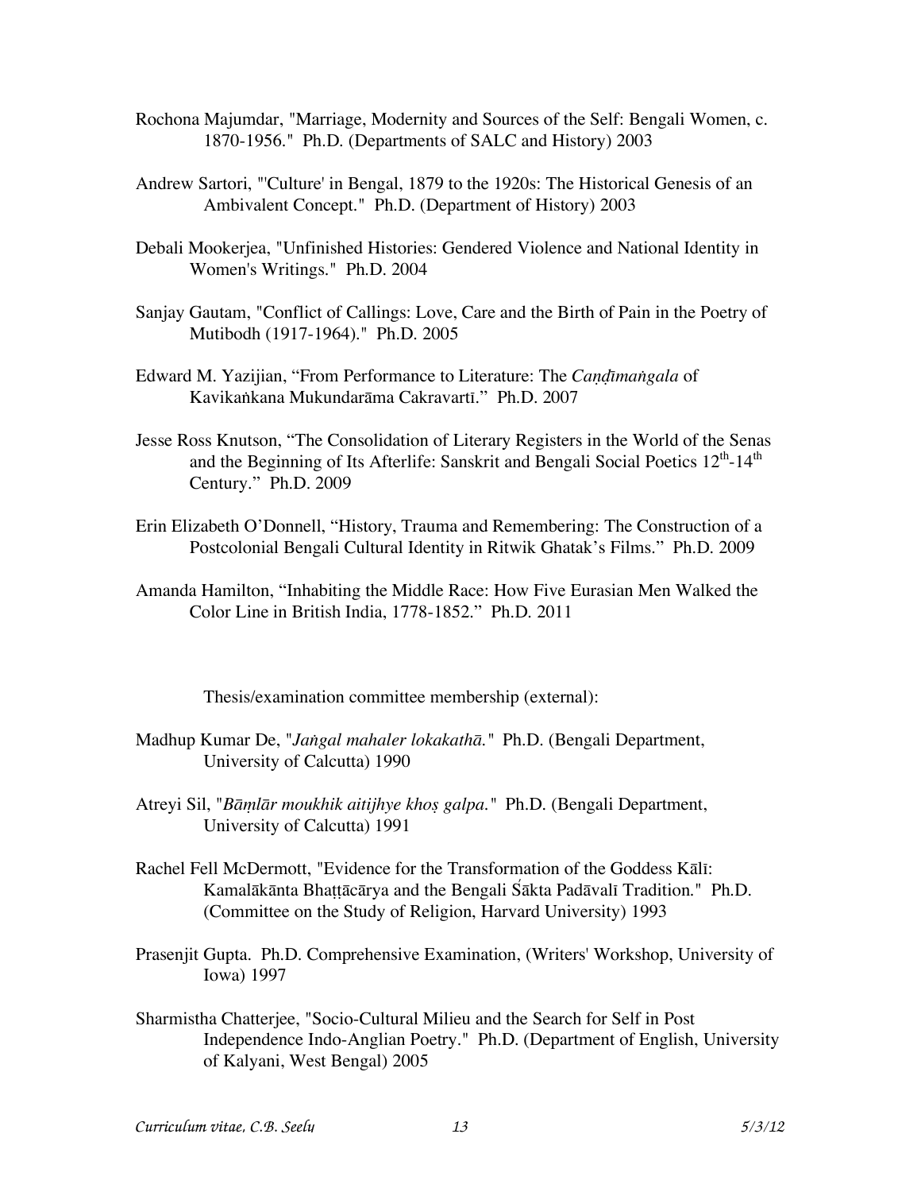Rochona Majumdar, "Marriage, Modernity and Sources of the Self: Bengali Women, c. 1870-1956." Ph.D. (Departments of SALC and History) 2003

Andrew Sartori, "'Culture' in Bengal, 1879 to the 1920s: The Historical Genesis of an Ambivalent Concept." Ph.D. (Department of History) 2003

Debali Mookerjea, "Unfinished Histories: Gendered Violence and National Identity in Women's Writings." Ph.D. 2004

Sanjay Gautam, "Conflict of Callings: Love, Care and the Birth of Pain in the Poetry of Mutibodh (1917-1964)." Ph.D. 2005

Edward M. Yazijian, "From Performance to Literature: The *Caṇḍīmaṅgala* of Kavikaṅkana Mukundarāma Cakravartī." Ph.D. 2007

Jesse Ross Knutson, "The Consolidation of Literary Registers in the World of the Senas and the Beginning of Its Afterlife: Sanskrit and Bengali Social Poetics 12th-14th Century." Ph.D. 2009

Erin Elizabeth O'Donnell, "History, Trauma and Remembering: The Construction of a Postcolonial Bengali Cultural Identity in Ritwik Ghatak's Films." Ph.D. 2009

Amanda Hamilton, "Inhabiting the Middle Race: How Five Eurasian Men Walked the Color Line in British India, 1778-1852." Ph.D. 2011

Thesis/examination committee membership (external):

Madhup Kumar De, "*Jaṅgal mahaler lokakathā.*" Ph.D. (Bengali Department, University of Calcutta) 1990

Atreyi Sil, "*Bāṃlār moukhik aitijhye khoṣ galpa.*" Ph.D. (Bengali Department, University of Calcutta) 1991

Rachel Fell McDermott, "Evidence for the Transformation of the Goddess Kālī: Kamalākānta Bhaṭṭācārya and the Bengali Śākta Padāvalī Tradition." Ph.D. (Committee on the Study of Religion, Harvard University) 1993

Prasenjit Gupta. Ph.D. Comprehensive Examination, (Writers' Workshop, University of Iowa) 1997

Sharmistha Chatterjee, "Socio-Cultural Milieu and the Search for Self in Post Independence Indo-Anglian Poetry." Ph.D. (Department of English, University of Kalyani, West Bengal) 2005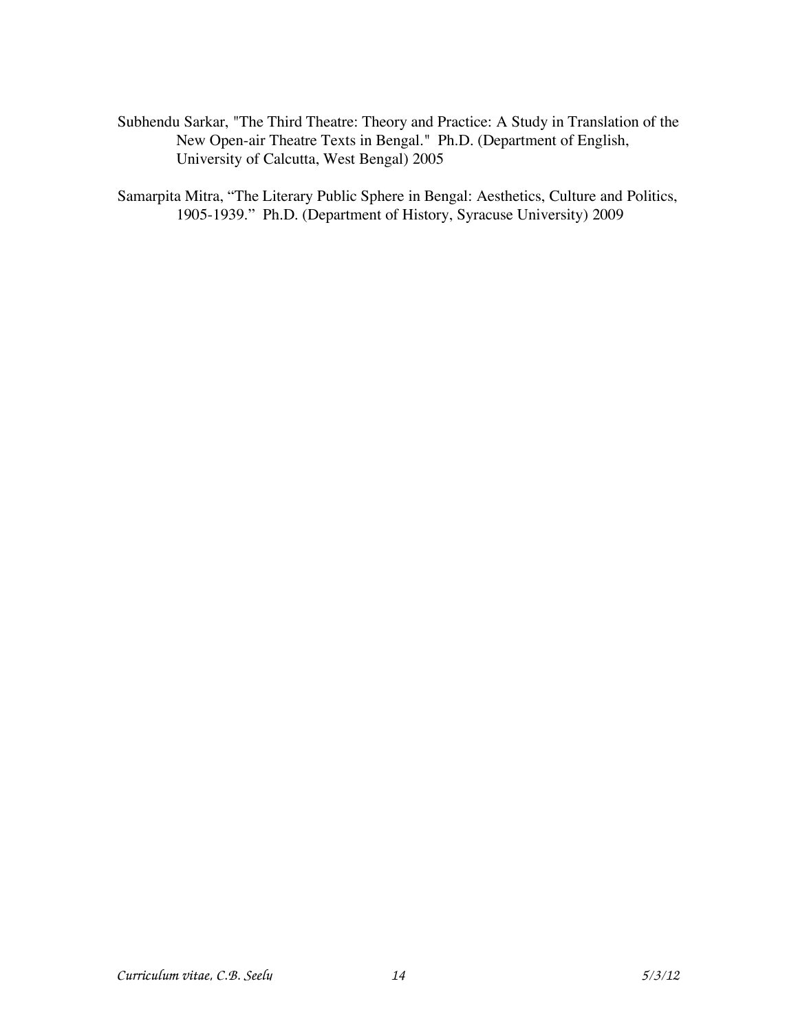Subhendu Sarkar, "The Third Theatre: Theory and Practice: A Study in Translation of the New Open-air Theatre Texts in Bengal." Ph.D. (Department of English, University of Calcutta, West Bengal) 2005

Samarpita Mitra, "The Literary Public Sphere in Bengal: Aesthetics, Culture and Politics, 1905-1939." Ph.D. (Department of History, Syracuse University) 2009